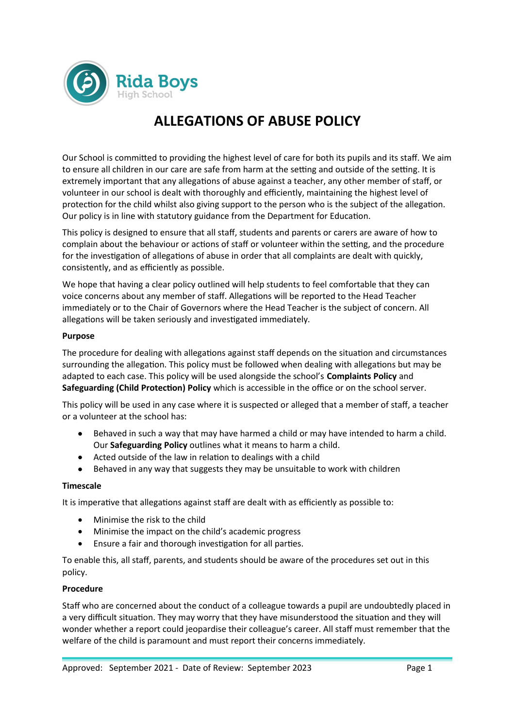Rida Boys
High School

# ALLEGATIONS OF ABUSE POLICY

Our School is committed to providing the highest level of care for both its pupils and its staff. We aim to ensure all children in our care are safe from harm at the setting and outside of the setting. It is extremely important that any allegations of abuse against a teacher, any other member of staff, or volunteer in our school is dealt with thoroughly and efficiently, maintaining the highest level of protection for the child whilst also giving support to the person who is the subject of the allegation. Our policy is in line with statutory guidance from the Department for Education.

This policy is designed to ensure that all staff, students and parents or carers are aware of how to complain about the behaviour or actions of staff or volunteer within the setting, and the procedure for the investigation of allegations of abuse in order that all complaints are dealt with quickly, consistently, and as efficiently as possible.

We hope that having a clear policy outlined will help students to feel comfortable that they can voice concerns about any member of staff. Allegations will be reported to the Head Teacher immediately or to the Chair of Governors where the Head Teacher is the subject of concern. All allegations will be taken seriously and investigated immediately.

**Purpose**

The procedure for dealing with allegations against staff depends on the situation and circumstances surrounding the allegation. This policy must be followed when dealing with allegations but may be adapted to each case. This policy will be used alongside the school's **Complaints Policy** and **Safeguarding (Child Protection) Policy** which is accessible in the office or on the school server.

This policy will be used in any case where it is suspected or alleged that a member of staff, a teacher or a volunteer at the school has:

- Behaved in such a way that may have harmed a child or may have intended to harm a child. Our **Safeguarding Policy** outlines what it means to harm a child.
- Acted outside of the law in relation to dealings with a child
- Behaved in any way that suggests they may be unsuitable to work with children

**Timescale**

It is imperative that allegations against staff are dealt with as efficiently as possible to:

- Minimise the risk to the child
- Minimise the impact on the child's academic progress
- Ensure a fair and thorough investigation for all parties.

To enable this, all staff, parents, and students should be aware of the procedures set out in this policy.

**Procedure**

Staff who are concerned about the conduct of a colleague towards a pupil are undoubtedly placed in a very difficult situation. They may worry that they have misunderstood the situation and they will wonder whether a report could jeopardise their colleague's career. All staff must remember that the welfare of the child is paramount and must report their concerns immediately.

Approved: September 2021 - Date of Review: September 2023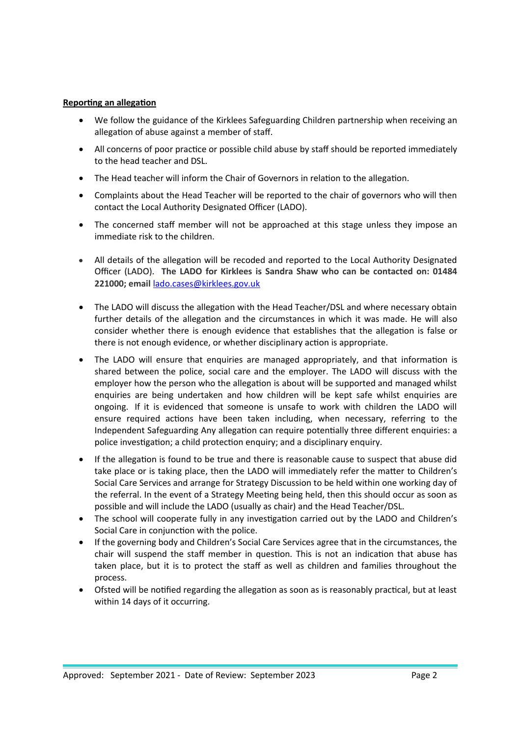**Reporting an allegation**

- We follow the guidance of the Kirklees Safeguarding Children partnership when receiving an allegation of abuse against a member of staff.
- All concerns of poor practice or possible child abuse by staff should be reported immediately to the head teacher and DSL.
- The Head teacher will inform the Chair of Governors in relation to the allegation.
- Complaints about the Head Teacher will be reported to the chair of governors who will then contact the Local Authority Designated Officer (LADO).
- The concerned staff member will not be approached at this stage unless they impose an immediate risk to the children.
- All details of the allegation will be recoded and reported to the Local Authority Designated Officer (LADO). **The LADO for Kirklees is Sandra Shaw who can be contacted on: 01484 221000; email** lado.cases@kirklees.gov.uk
- The LADO will discuss the allegation with the Head Teacher/DSL and where necessary obtain further details of the allegation and the circumstances in which it was made. He will also consider whether there is enough evidence that establishes that the allegation is false or there is not enough evidence, or whether disciplinary action is appropriate.
- The LADO will ensure that enquiries are managed appropriately, and that information is shared between the police, social care and the employer. The LADO will discuss with the employer how the person who the allegation is about will be supported and managed whilst enquiries are being undertaken and how children will be kept safe whilst enquiries are ongoing. If it is evidenced that someone is unsafe to work with children the LADO will ensure required actions have been taken including, when necessary, referring to the Independent Safeguarding Any allegation can require potentially three different enquiries: a police investigation; a child protection enquiry; and a disciplinary enquiry.
- If the allegation is found to be true and there is reasonable cause to suspect that abuse did take place or is taking place, then the LADO will immediately refer the matter to Children's Social Care Services and arrange for Strategy Discussion to be held within one working day of the referral. In the event of a Strategy Meeting being held, then this should occur as soon as possible and will include the LADO (usually as chair) and the Head Teacher/DSL.
- The school will cooperate fully in any investigation carried out by the LADO and Children's Social Care in conjunction with the police.
- If the governing body and Children's Social Care Services agree that in the circumstances, the chair will suspend the staff member in question. This is not an indication that abuse has taken place, but it is to protect the staff as well as children and families throughout the process.
- Ofsted will be notified regarding the allegation as soon as is reasonably practical, but at least within 14 days of it occurring.

Approved: September 2021 - Date of Review: September 2023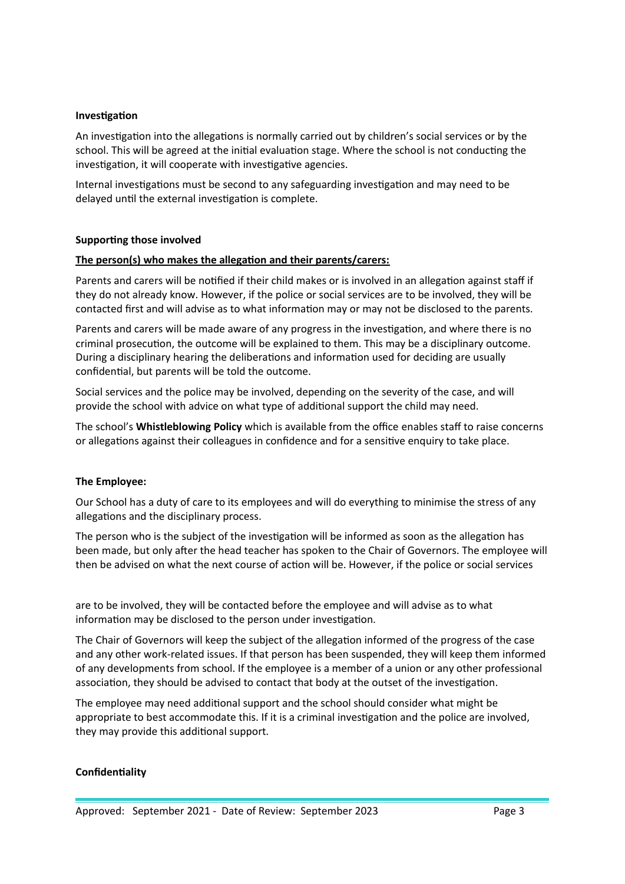**Investigation**

An investigation into the allegations is normally carried out by children's social services or by the school. This will be agreed at the initial evaluation stage. Where the school is not conducting the investigation, it will cooperate with investigative agencies.

Internal investigations must be second to any safeguarding investigation and may need to be delayed until the external investigation is complete.

**Supporting those involved**

**The person(s) who makes the allegation and their parents/carers:**

Parents and carers will be notified if their child makes or is involved in an allegation against staff if they do not already know. However, if the police or social services are to be involved, they will be contacted first and will advise as to what information may or may not be disclosed to the parents.

Parents and carers will be made aware of any progress in the investigation, and where there is no criminal prosecution, the outcome will be explained to them. This may be a disciplinary outcome. During a disciplinary hearing the deliberations and information used for deciding are usually confidential, but parents will be told the outcome.

Social services and the police may be involved, depending on the severity of the case, and will provide the school with advice on what type of additional support the child may need.

The school's **Whistleblowing Policy** which is available from the office enables staff to raise concerns or allegations against their colleagues in confidence and for a sensitive enquiry to take place.

**The Employee:**

Our School has a duty of care to its employees and will do everything to minimise the stress of any allegations and the disciplinary process.

The person who is the subject of the investigation will be informed as soon as the allegation has been made, but only after the head teacher has spoken to the Chair of Governors. The employee will then be advised on what the next course of action will be. However, if the police or social services are to be involved, they will be contacted before the employee and will advise as to what information may be disclosed to the person under investigation.

The Chair of Governors will keep the subject of the allegation informed of the progress of the case and any other work-related issues. If that person has been suspended, they will keep them informed of any developments from school. If the employee is a member of a union or any other professional association, they should be advised to contact that body at the outset of the investigation.

The employee may need additional support and the school should consider what might be appropriate to best accommodate this. If it is a criminal investigation and the police are involved, they may provide this additional support.

**Confidentiality**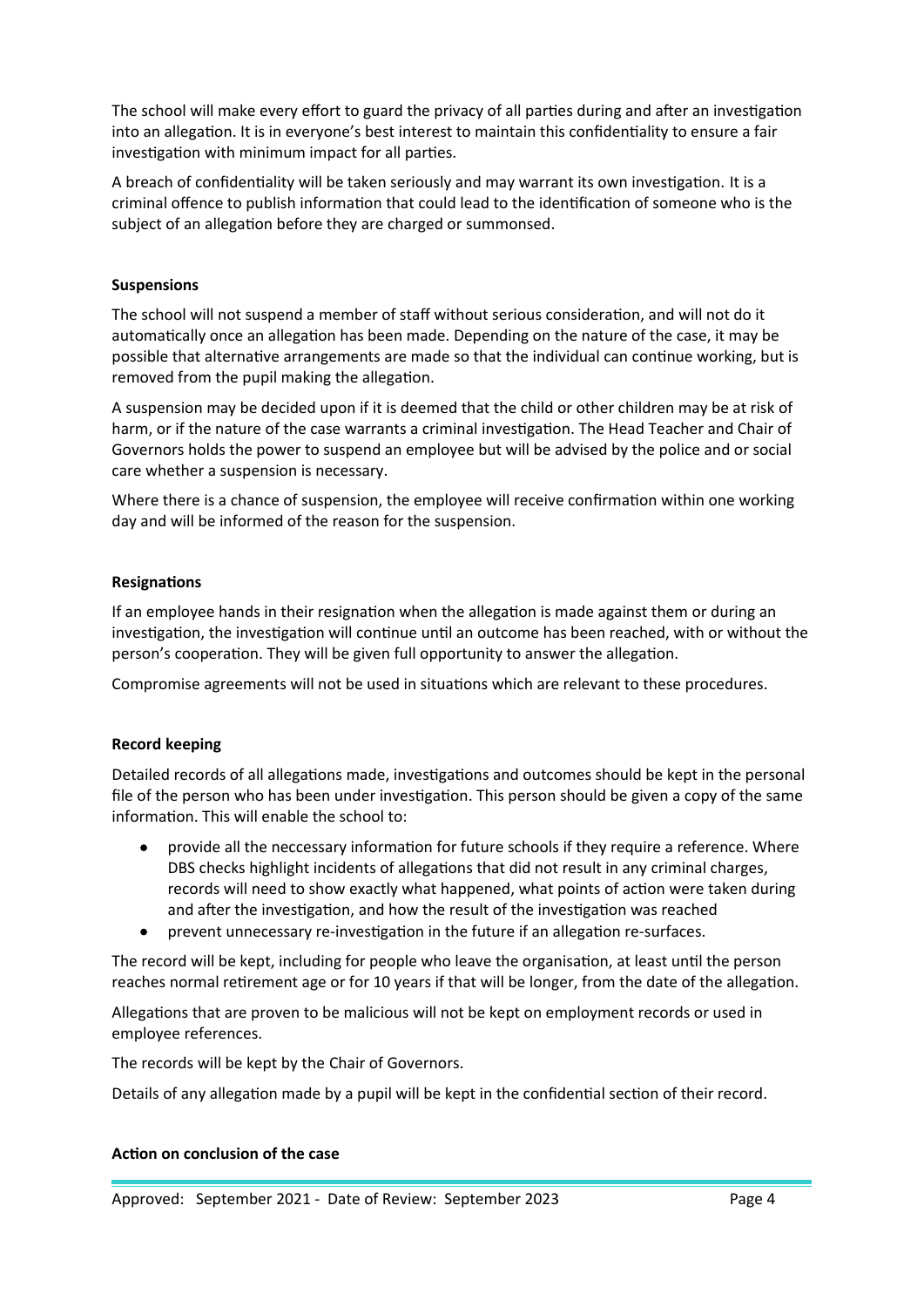The school will make every effort to guard the privacy of all parties during and after an investigation into an allegation. It is in everyone's best interest to maintain this confidentiality to ensure a fair investigation with minimum impact for all parties.

A breach of confidentiality will be taken seriously and may warrant its own investigation. It is a criminal offence to publish information that could lead to the identification of someone who is the subject of an allegation before they are charged or summonsed.

**Suspensions**

The school will not suspend a member of staff without serious consideration, and will not do it automatically once an allegation has been made. Depending on the nature of the case, it may be possible that alternative arrangements are made so that the individual can continue working, but is removed from the pupil making the allegation.

A suspension may be decided upon if it is deemed that the child or other children may be at risk of harm, or if the nature of the case warrants a criminal investigation. The Head Teacher and Chair of Governors holds the power to suspend an employee but will be advised by the police and or social care whether a suspension is necessary.

Where there is a chance of suspension, the employee will receive confirmation within one working day and will be informed of the reason for the suspension.

**Resignations**

If an employee hands in their resignation when the allegation is made against them or during an investigation, the investigation will continue until an outcome has been reached, with or without the person's cooperation. They will be given full opportunity to answer the allegation.

Compromise agreements will not be used in situations which are relevant to these procedures.

**Record keeping**

Detailed records of all allegations made, investigations and outcomes should be kept in the personal file of the person who has been under investigation. This person should be given a copy of the same information. This will enable the school to:

- provide all the neccessary information for future schools if they require a reference. Where DBS checks highlight incidents of allegations that did not result in any criminal charges, records will need to show exactly what happened, what points of action were taken during and after the investigation, and how the result of the investigation was reached
- prevent unnecessary re-investigation in the future if an allegation re-surfaces.

The record will be kept, including for people who leave the organisation, at least until the person reaches normal retirement age or for 10 years if that will be longer, from the date of the allegation.

Allegations that are proven to be malicious will not be kept on employment records or used in employee references.

The records will be kept by the Chair of Governors.

Details of any allegation made by a pupil will be kept in the confidential section of their record.

**Action on conclusion of the case**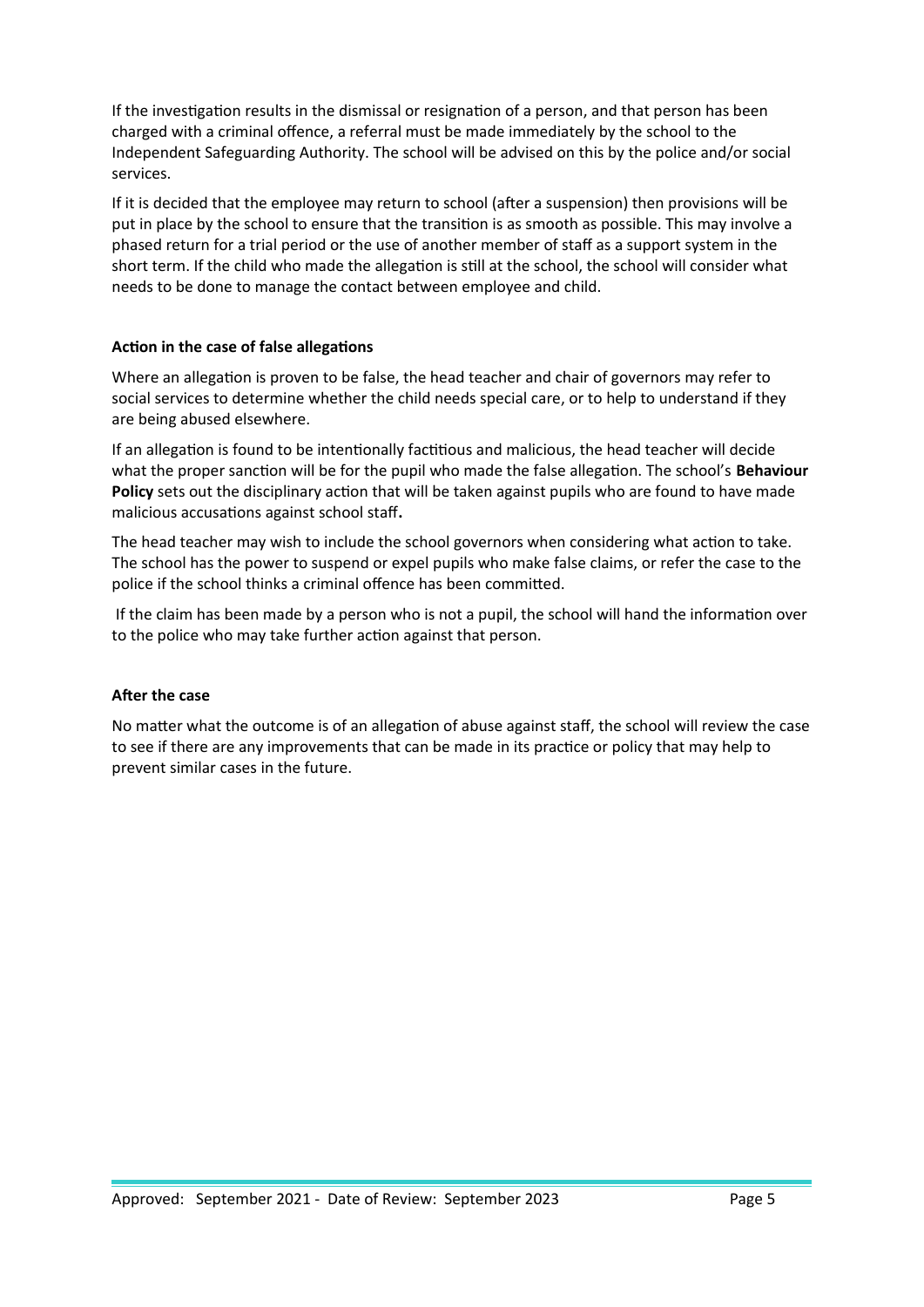If the investigation results in the dismissal or resignation of a person, and that person has been charged with a criminal offence, a referral must be made immediately by the school to the Independent Safeguarding Authority. The school will be advised on this by the police and/or social services.

If it is decided that the employee may return to school (after a suspension) then provisions will be put in place by the school to ensure that the transition is as smooth as possible. This may involve a phased return for a trial period or the use of another member of staff as a support system in the short term. If the child who made the allegation is still at the school, the school will consider what needs to be done to manage the contact between employee and child.

**Action in the case of false allegations**

Where an allegation is proven to be false, the head teacher and chair of governors may refer to social services to determine whether the child needs special care, or to help to understand if they are being abused elsewhere.

If an allegation is found to be intentionally factitious and malicious, the head teacher will decide what the proper sanction will be for the pupil who made the false allegation. The school's **Behaviour Policy** sets out the disciplinary action that will be taken against pupils who are found to have made malicious accusations against school staff**.**

The head teacher may wish to include the school governors when considering what action to take. The school has the power to suspend or expel pupils who make false claims, or refer the case to the police if the school thinks a criminal offence has been committed.

If the claim has been made by a person who is not a pupil, the school will hand the information over to the police who may take further action against that person.

**After the case**

No matter what the outcome is of an allegation of abuse against staff, the school will review the case to see if there are any improvements that can be made in its practice or policy that may help to prevent similar cases in the future.